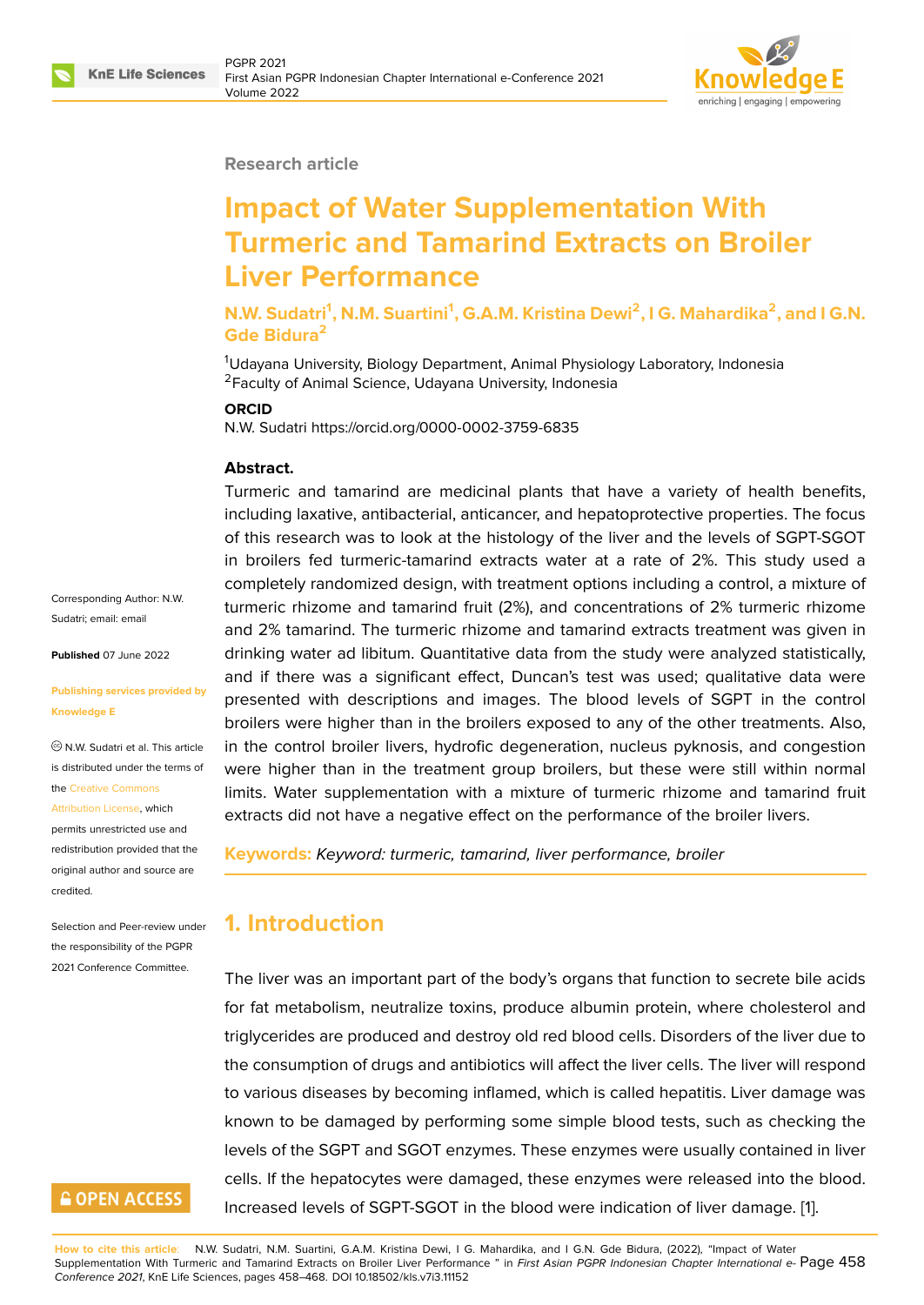Research article

# Impact of Water Supplementation With Turmeric and Tamarind Extracts on Broiler Liver Performance

**N.W. Sudatri[1], N.M. Suartini[1], G.A.M. Kristina Dewi[2], I G. Mahardika[2], and I G.N. Gde Bidura[2]**

[1]Udayana University, Biology Department, Animal Physiology Laboratory, Indonesia
[2]Faculty of Animal Science, Udayana University, Indonesia

**ORCID**
N.W. Sudatri https://orcid.org/0000-0002-3759-6835

Corresponding Author: N.W. Sudatri; email: email

**Published** 07 June 2022

**Publishing services provided by Knowledge E**

© N.W. Sudatri et al. This article is distributed under the terms of the Creative Commons Attribution License, which permits unrestricted use and redistribution provided that the original author and source are credited.

Selection and Peer-review under the responsibility of the PGPR 2021 Conference Committee.

**Abstract.**
Turmeric and tamarind are medicinal plants that have a variety of health benefits, including laxative, antibacterial, anticancer, and hepatoprotective properties. The focus of this research was to look at the histology of the liver and the levels of SGPT-SGOT in broilers fed turmeric-tamarind extracts water at a rate of 2%. This study used a completely randomized design, with treatment options including a control, a mixture of turmeric rhizome and tamarind fruit (2%), and concentrations of 2% turmeric rhizome and 2% tamarind. The turmeric rhizome and tamarind extracts treatment was given in drinking water ad libitum. Quantitative data from the study were analyzed statistically, and if there was a significant effect, Duncan's test was used; qualitative data were presented with descriptions and images. The blood levels of SGPT in the control broilers were higher than in the broilers exposed to any of the other treatments. Also, in the control broiler livers, hydrofic degeneration, nucleus pyknosis, and congestion were higher than in the treatment group broilers, but these were still within normal limits. Water supplementation with a mixture of turmeric rhizome and tamarind fruit extracts did not have a negative effect on the performance of the broiler livers.

**Keywords:** *Keyword: turmeric, tamarind, liver performance, broiler*

## 1. Introduction

The liver was an important part of the body's organs that function to secrete bile acids for fat metabolism, neutralize toxins, produce albumin protein, where cholesterol and triglycerides are produced and destroy old red blood cells. Disorders of the liver due to the consumption of drugs and antibiotics will affect the liver cells. The liver will respond to various diseases by becoming inflamed, which is called hepatitis. Liver damage was known to be damaged by performing some simple blood tests, such as checking the levels of the SGPT and SGOT enzymes. These enzymes were usually contained in liver cells. If the hepatocytes were damaged, these enzymes were released into the blood. Increased levels of SGPT-SGOT in the blood were indication of liver damage. [1].

**How to cite this article**: N.W. Sudatri, N.M. Suartini, G.A.M. Kristina Dewi, I G. Mahardika, and I G.N. Gde Bidura, (2022), "Impact of Water Supplementation With Turmeric and Tamarind Extracts on Broiler Liver Performance " in *First Asian PGPR Indonesian Chapter International e-Conference 2021*, KnE Life Sciences, pages 458–468. DOI 10.18502/kls.v7i3.11152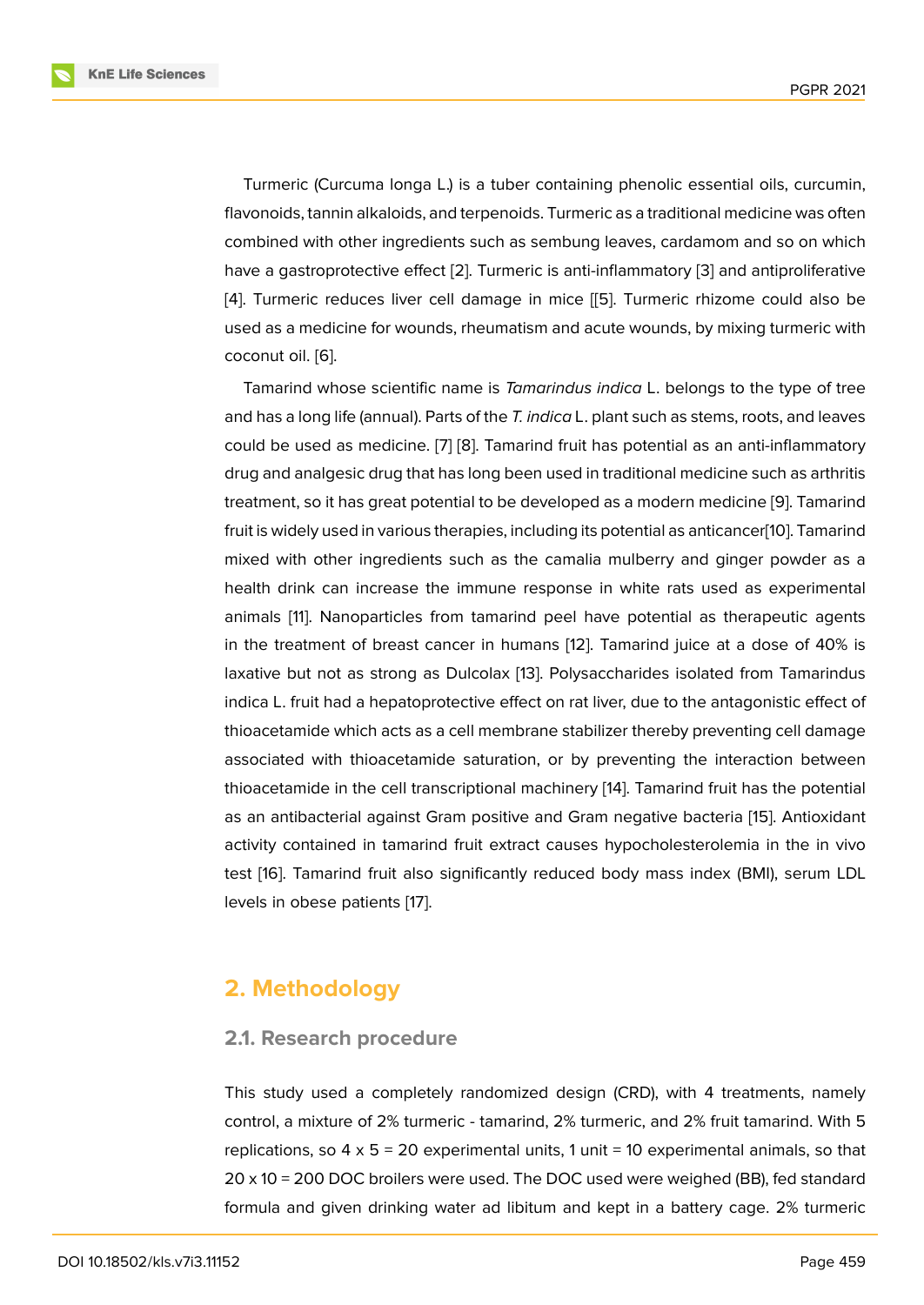Turmeric (Curcuma longa L.) is a tuber containing phenolic essential oils, curcumin, flavonoids, tannin alkaloids, and terpenoids. Turmeric as a traditional medicine was often combined with other ingredients such as sembung leaves, cardamom and so on which have a gastroprotective effect [2]. Turmeric is anti-inflammatory [3] and antiproliferative [4]. Turmeric reduces liver cell damage in mice [[5]. Turmeric rhizome could also be used as a medicine for wounds, rheumatism and acute wounds, by mixing turmeric with coconut oil. [6].

Tamarind whose scientific name is *Tamarindus indica* L. belongs to the type of tree and has a long life (annual). Parts of the *T. indica* L. plant such as stems, roots, and leaves could be used as medicine. [7] [8]. Tamarind fruit has potential as an anti-inflammatory drug and analgesic drug that has long been used in traditional medicine such as arthritis treatment, so it has great potential to be developed as a modern medicine [9]. Tamarind fruit is widely used in various therapies, including its potential as anticancer[10]. Tamarind mixed with other ingredients such as the camalia mulberry and ginger powder as a health drink can increase the immune response in white rats used as experimental animals [11]. Nanoparticles from tamarind peel have potential as therapeutic agents in the treatment of breast cancer in humans [12]. Tamarind juice at a dose of 40% is laxative but not as strong as Dulcolax [13]. Polysaccharides isolated from Tamarindus indica L. fruit had a hepatoprotective effect on rat liver, due to the antagonistic effect of thioacetamide which acts as a cell membrane stabilizer thereby preventing cell damage associated with thioacetamide saturation, or by preventing the interaction between thioacetamide in the cell transcriptional machinery [14]. Tamarind fruit has the potential as an antibacterial against Gram positive and Gram negative bacteria [15]. Antioxidant activity contained in tamarind fruit extract causes hypocholesterolemia in the in vivo test [16]. Tamarind fruit also significantly reduced body mass index (BMI), serum LDL levels in obese patients [17].

## 2. Methodology

### 2.1. Research procedure

This study used a completely randomized design (CRD), with 4 treatments, namely control, a mixture of 2% turmeric - tamarind, 2% turmeric, and 2% fruit tamarind. With 5 replications, so 4 x 5 = 20 experimental units, 1 unit = 10 experimental animals, so that 20 x 10 = 200 DOC broilers were used. The DOC used were weighed (BB), fed standard formula and given drinking water ad libitum and kept in a battery cage. 2% turmeric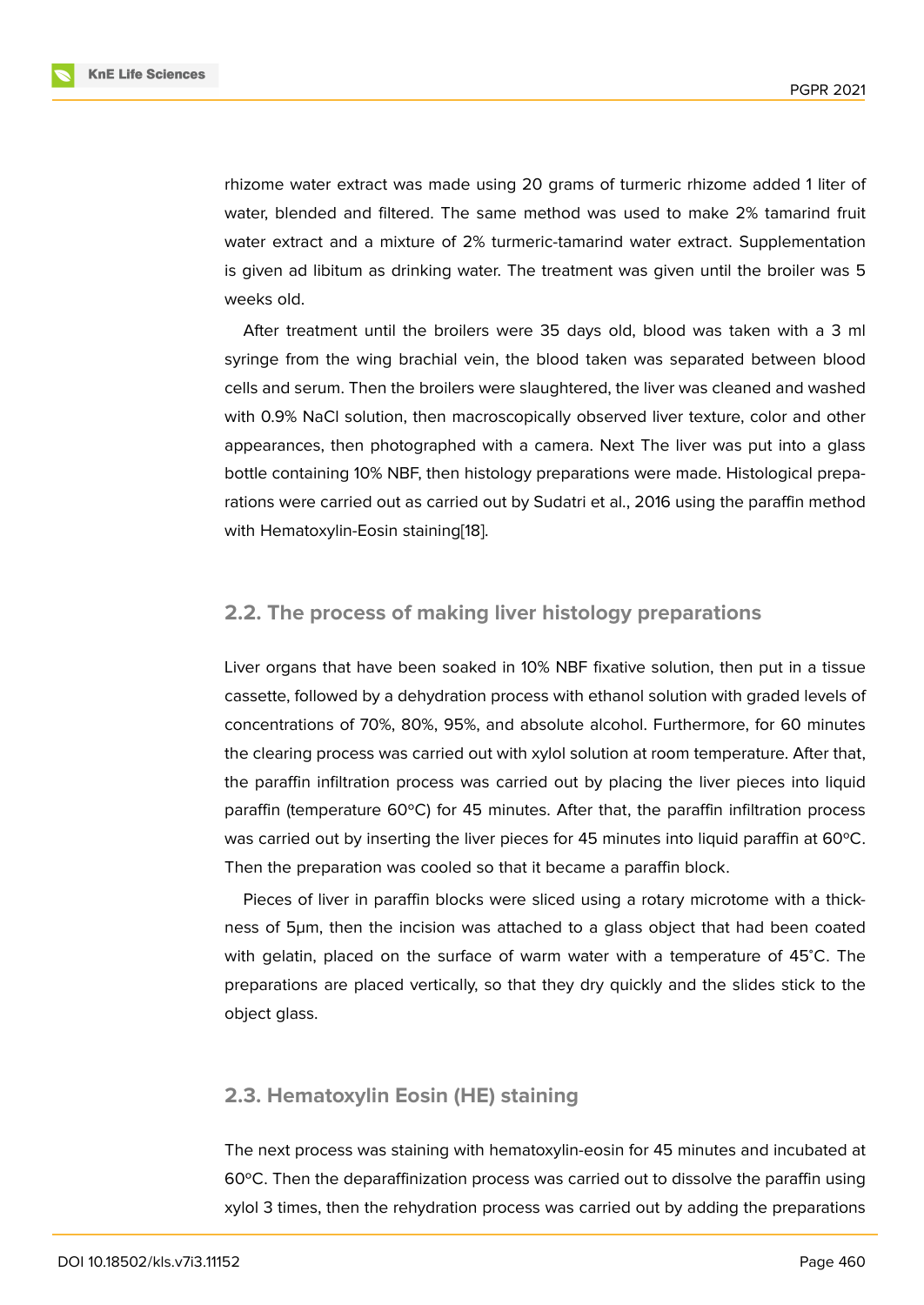rhizome water extract was made using 20 grams of turmeric rhizome added 1 liter of water, blended and filtered. The same method was used to make 2% tamarind fruit water extract and a mixture of 2% turmeric-tamarind water extract. Supplementation is given ad libitum as drinking water. The treatment was given until the broiler was 5 weeks old.

After treatment until the broilers were 35 days old, blood was taken with a 3 ml syringe from the wing brachial vein, the blood taken was separated between blood cells and serum. Then the broilers were slaughtered, the liver was cleaned and washed with 0.9% NaCl solution, then macroscopically observed liver texture, color and other appearances, then photographed with a camera. Next The liver was put into a glass bottle containing 10% NBF, then histology preparations were made. Histological preparations were carried out as carried out by Sudatri et al., 2016 using the paraffin method with Hematoxylin-Eosin staining[18].

## 2.2. The process of making liver histology preparations

Liver organs that have been soaked in 10% NBF fixative solution, then put in a tissue cassette, followed by a dehydration process with ethanol solution with graded levels of concentrations of 70%, 80%, 95%, and absolute alcohol. Furthermore, for 60 minutes the clearing process was carried out with xylol solution at room temperature. After that, the paraffin infiltration process was carried out by placing the liver pieces into liquid paraffin (temperature 60ºC) for 45 minutes. After that, the paraffin infiltration process was carried out by inserting the liver pieces for 45 minutes into liquid paraffin at 60ºC. Then the preparation was cooled so that it became a paraffin block.

Pieces of liver in paraffin blocks were sliced using a rotary microtome with a thickness of 5μm, then the incision was attached to a glass object that had been coated with gelatin, placed on the surface of warm water with a temperature of 45˚C. The preparations are placed vertically, so that they dry quickly and the slides stick to the object glass.

## 2.3. Hematoxylin Eosin (HE) staining

The next process was staining with hematoxylin-eosin for 45 minutes and incubated at 60ºC. Then the deparaffinization process was carried out to dissolve the paraffin using xylol 3 times, then the rehydration process was carried out by adding the preparations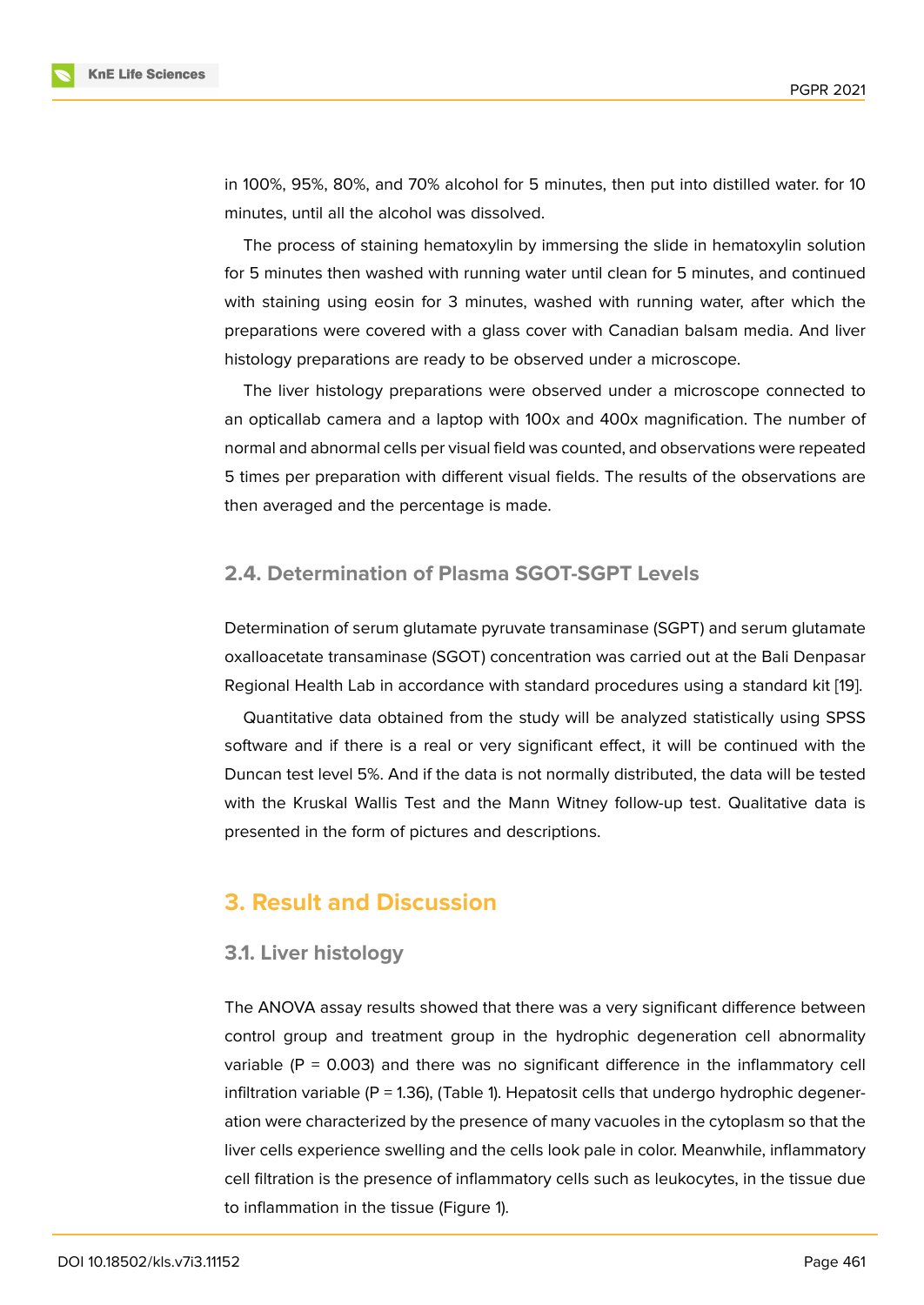in 100%, 95%, 80%, and 70% alcohol for 5 minutes, then put into distilled water. for 10 minutes, until all the alcohol was dissolved.

The process of staining hematoxylin by immersing the slide in hematoxylin solution for 5 minutes then washed with running water until clean for 5 minutes, and continued with staining using eosin for 3 minutes, washed with running water, after which the preparations were covered with a glass cover with Canadian balsam media. And liver histology preparations are ready to be observed under a microscope.

The liver histology preparations were observed under a microscope connected to an opticallab camera and a laptop with 100x and 400x magnification. The number of normal and abnormal cells per visual field was counted, and observations were repeated 5 times per preparation with different visual fields. The results of the observations are then averaged and the percentage is made.

### 2.4. Determination of Plasma SGOT-SGPT Levels

Determination of serum glutamate pyruvate transaminase (SGPT) and serum glutamate oxalloacetate transaminase (SGOT) concentration was carried out at the Bali Denpasar Regional Health Lab in accordance with standard procedures using a standard kit [19].

Quantitative data obtained from the study will be analyzed statistically using SPSS software and if there is a real or very significant effect, it will be continued with the Duncan test level 5%. And if the data is not normally distributed, the data will be tested with the Kruskal Wallis Test and the Mann Witney follow-up test. Qualitative data is presented in the form of pictures and descriptions.

## 3. Result and Discussion

### 3.1. Liver histology

The ANOVA assay results showed that there was a very significant difference between control group and treatment group in the hydrophic degeneration cell abnormality variable ($P = 0.003$) and there was no significant difference in the inflammatory cell infiltration variable ($P = 1.36$), (Table 1). Hepatosit cells that undergo hydrophic degeneration were characterized by the presence of many vacuoles in the cytoplasm so that the liver cells experience swelling and the cells look pale in color. Meanwhile, inflammatory cell filtration is the presence of inflammatory cells such as leukocytes, in the tissue due to inflammation in the tissue (Figure 1).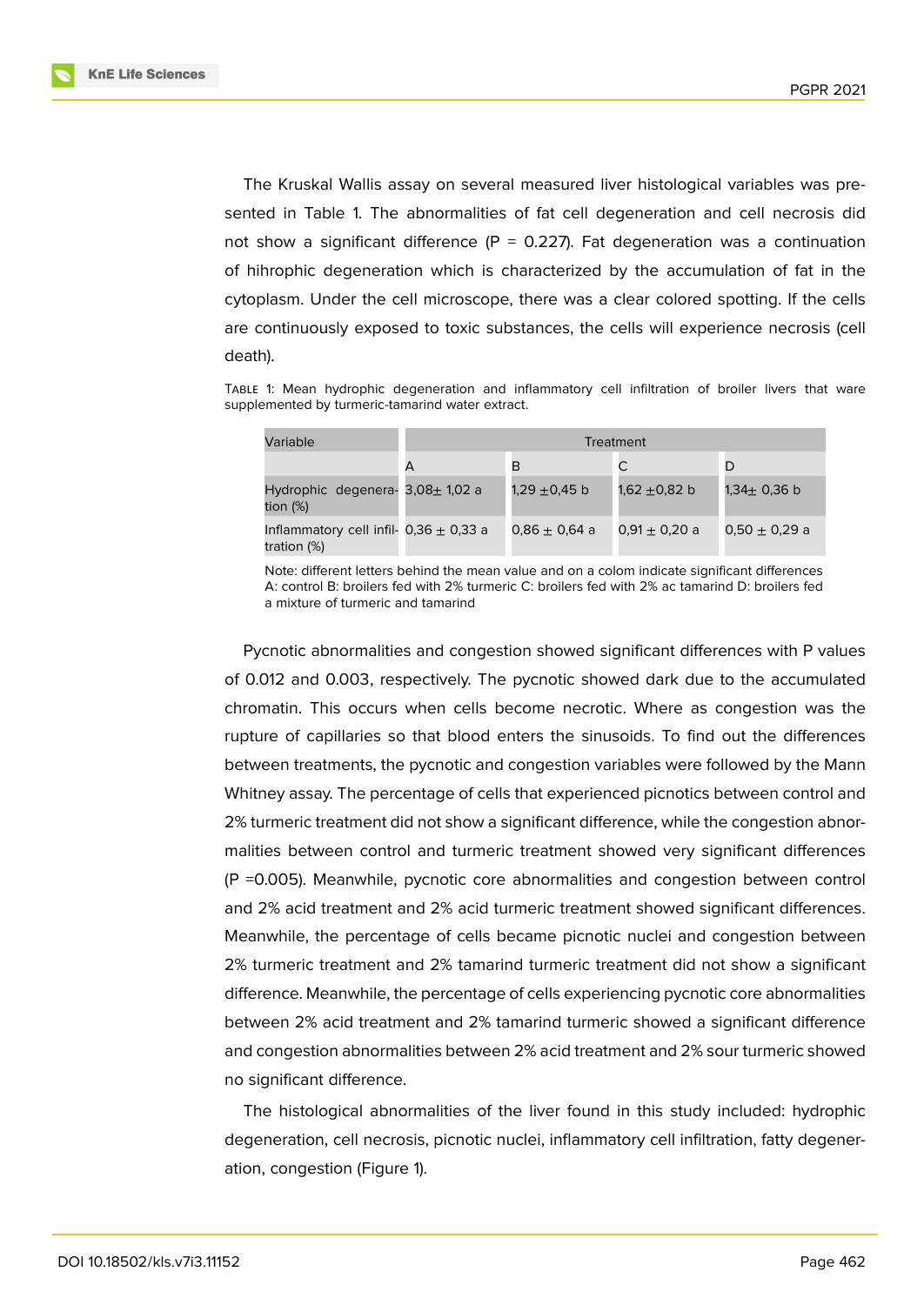The Kruskal Wallis assay on several measured liver histological variables was presented in Table 1. The abnormalities of fat cell degeneration and cell necrosis did not show a significant difference (P = 0.227). Fat degeneration was a continuation of hihrophic degeneration which is characterized by the accumulation of fat in the cytoplasm. Under the cell microscope, there was a clear colored spotting. If the cells are continuously exposed to toxic substances, the cells will experience necrosis (cell death).

Table 1: Mean hydrophic degeneration and inflammatory cell infiltration of broiler livers that ware supplemented by turmeric-tamarind water extract.

| Variable | Treatment | | | |
|---|---|---|---|---|
| | A | B | C | D |
| Hydrophic degeneration (%) | 3,08± 1,02 a | 1,29 ±0,45 b | 1,62 ±0,82 b | 1,34± 0,36 b |
| Inflammatory cell infiltration (%) | 0,36 ± 0,33 a | 0,86 ± 0,64 a | 0,91 ± 0,20 a | 0,50 ± 0,29 a |

Note: different letters behind the mean value and on a colom indicate significant differences A: control B: broilers fed with 2% turmeric C: broilers fed with 2% ac tamarind D: broilers fed a mixture of turmeric and tamarind

Pycnotic abnormalities and congestion showed significant differences with P values of 0.012 and 0.003, respectively. The pycnotic showed dark due to the accumulated chromatin. This occurs when cells become necrotic. Where as congestion was the rupture of capillaries so that blood enters the sinusoids. To find out the differences between treatments, the pycnotic and congestion variables were followed by the Mann Whitney assay. The percentage of cells that experienced picnotics between control and 2% turmeric treatment did not show a significant difference, while the congestion abnormalities between control and turmeric treatment showed very significant differences (P =0.005). Meanwhile, pycnotic core abnormalities and congestion between control and 2% acid treatment and 2% acid turmeric treatment showed significant differences. Meanwhile, the percentage of cells became picnotic nuclei and congestion between 2% turmeric treatment and 2% tamarind turmeric treatment did not show a significant difference. Meanwhile, the percentage of cells experiencing pycnotic core abnormalities between 2% acid treatment and 2% tamarind turmeric showed a significant difference and congestion abnormalities between 2% acid treatment and 2% sour turmeric showed no significant difference.

The histological abnormalities of the liver found in this study included: hydrophic degeneration, cell necrosis, picnotic nuclei, inflammatory cell infiltration, fatty degeneration, congestion (Figure 1).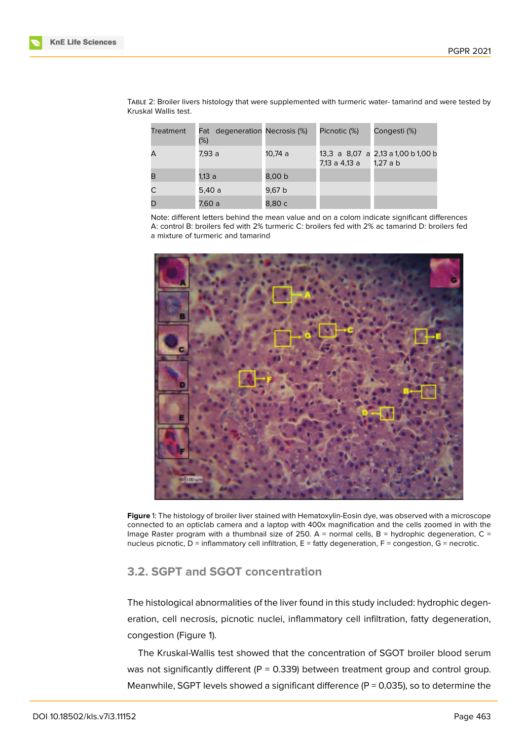TABLE 2: Broiler livers histology that were supplemented with turmeric water- tamarind and were tested by Kruskal Wallis test.

| Treatment | Fat degeneration (%) | Necrosis (%) | Picnotic (%) | Congesti (%) |
|---|---|---|---|---|
| A | 7,93 a | 10,74 a | 13,3 a 8,07 a 7,13 a 4,13 a | 2,13 a 1,00 b 1,00 b 1,27 a b |
| B | 1,13 a | 8,00 b | | |
| C | 5,40 a | 9,67 b | | |
| D | 7,60 a | 8,80 c | | |

Note: different letters behind the mean value and on a colom indicate significant differences A: control B: broilers fed with 2% turmeric C: broilers fed with 2% ac tamarind D: broilers fed a mixture of turmeric and tamarind

**Figure** 1: The histology of broiler liver stained with Hematoxylin-Eosin dye, was observed with a microscope connected to an opticlab camera and a laptop with 400x magnification and the cells zoomed in with the Image Raster program with a thumbnail size of 250. A = normal cells, B = hydrophic degeneration, C = nucleus picnotic, D = inflammatory cell infiltration, E = fatty degeneration, F = congestion, G = necrotic.

## 3.2. SGPT and SGOT concentration

The histological abnormalities of the liver found in this study included: hydrophic degeneration, cell necrosis, picnotic nuclei, inflammatory cell infiltration, fatty degeneration, congestion (Figure 1).

The Kruskal-Wallis test showed that the concentration of SGOT broiler blood serum was not significantly different (P = 0.339) between treatment group and control group. Meanwhile, SGPT levels showed a significant difference (P = 0.035), so to determine the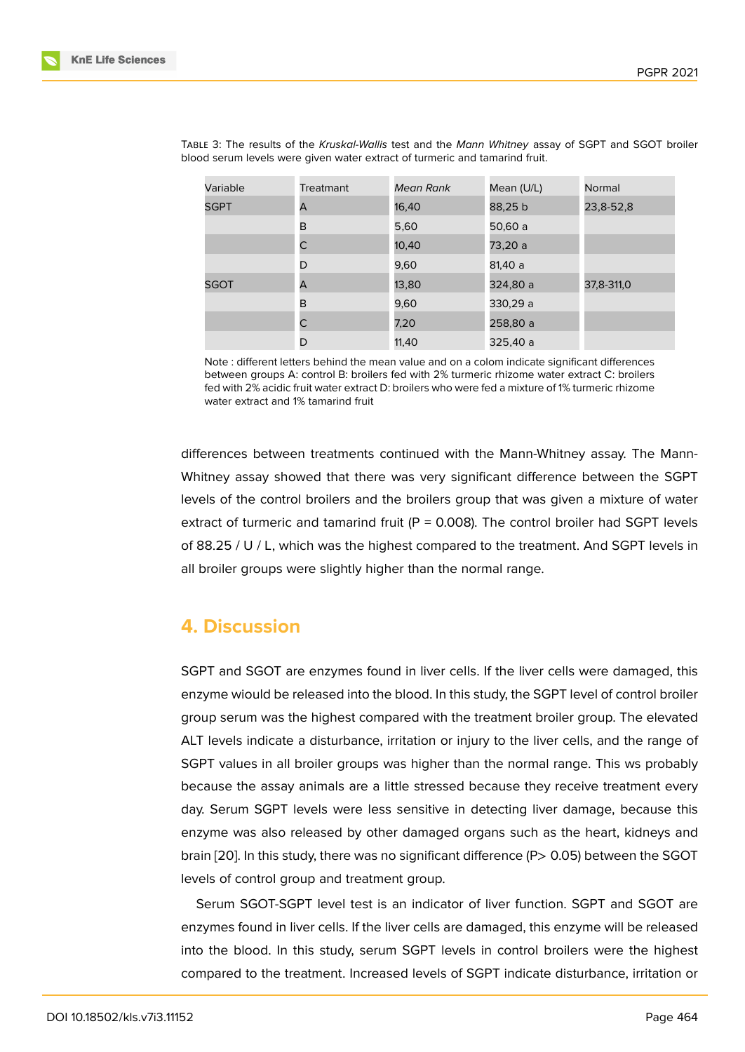Table 3: The results of the *Kruskal-Wallis* test and the *Mann Whitney* assay of SGPT and SGOT broiler blood serum levels were given water extract of turmeric and tamarind fruit.

| Variable | Treatmant | *Mean Rank* | Mean (U/L) | Normal |
|---|---|---|---|---|
| SGPT | A | 16,40 | 88,25 b | 23,8-52,8 |
| | B | 5,60 | 50,60 a | |
| | C | 10,40 | 73,20 a | |
| | D | 9,60 | 81,40 a | |
| SGOT | A | 13,80 | 324,80 a | 37,8-311,0 |
| | B | 9,60 | 330,29 a | |
| | C | 7,20 | 258,80 a | |
| | D | 11,40 | 325,40 a | |

Note : different letters behind the mean value and on a colom indicate significant differences between groups A: control B: broilers fed with 2% turmeric rhizome water extract C: broilers fed with 2% acidic fruit water extract D: broilers who were fed a mixture of 1% turmeric rhizome water extract and 1% tamarind fruit

differences between treatments continued with the Mann-Whitney assay. The Mann-Whitney assay showed that there was very significant difference between the SGPT levels of the control broilers and the broilers group that was given a mixture of water extract of turmeric and tamarind fruit (P = 0.008). The control broiler had SGPT levels of 88.25 / U / L, which was the highest compared to the treatment. And SGPT levels in all broiler groups were slightly higher than the normal range.

## 4. Discussion

SGPT and SGOT are enzymes found in liver cells. If the liver cells were damaged, this enzyme wiould be released into the blood. In this study, the SGPT level of control broiler group serum was the highest compared with the treatment broiler group. The elevated ALT levels indicate a disturbance, irritation or injury to the liver cells, and the range of SGPT values in all broiler groups was higher than the normal range. This ws probably because the assay animals are a little stressed because they receive treatment every day. Serum SGPT levels were less sensitive in detecting liver damage, because this enzyme was also released by other damaged organs such as the heart, kidneys and brain [20]. In this study, there was no significant difference (P> 0.05) between the SGOT levels of control group and treatment group.

Serum SGOT-SGPT level test is an indicator of liver function. SGPT and SGOT are enzymes found in liver cells. If the liver cells are damaged, this enzyme will be released into the blood. In this study, serum SGPT levels in control broilers were the highest compared to the treatment. Increased levels of SGPT indicate disturbance, irritation or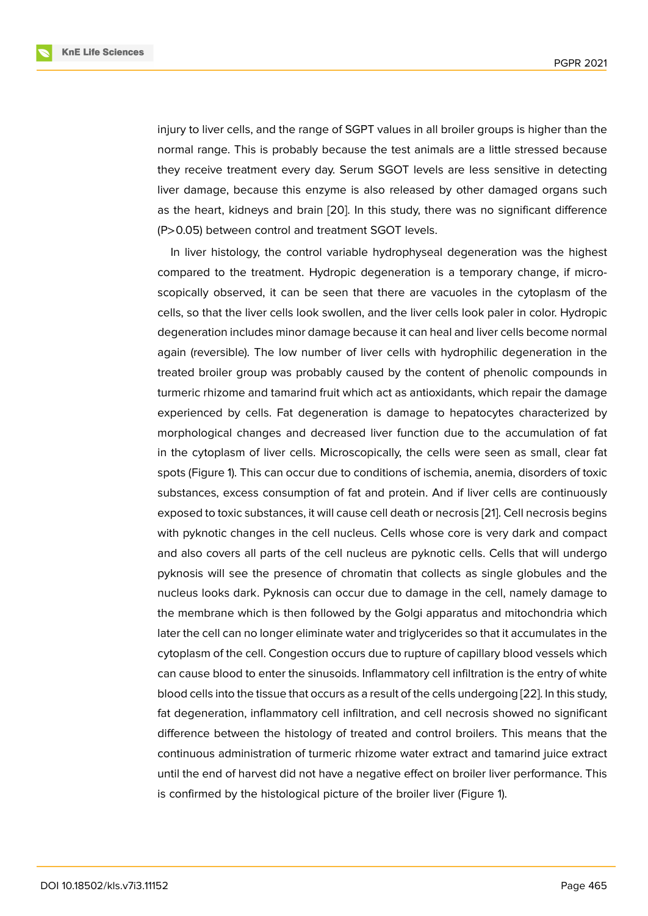injury to liver cells, and the range of SGPT values in all broiler groups is higher than the normal range. This is probably because the test animals are a little stressed because they receive treatment every day. Serum SGOT levels are less sensitive in detecting liver damage, because this enzyme is also released by other damaged organs such as the heart, kidneys and brain [20]. In this study, there was no significant difference (P>0.05) between control and treatment SGOT levels.

In liver histology, the control variable hydrophyseal degeneration was the highest compared to the treatment. Hydropic degeneration is a temporary change, if microscopically observed, it can be seen that there are vacuoles in the cytoplasm of the cells, so that the liver cells look swollen, and the liver cells look paler in color. Hydropic degeneration includes minor damage because it can heal and liver cells become normal again (reversible). The low number of liver cells with hydrophilic degeneration in the treated broiler group was probably caused by the content of phenolic compounds in turmeric rhizome and tamarind fruit which act as antioxidants, which repair the damage experienced by cells. Fat degeneration is damage to hepatocytes characterized by morphological changes and decreased liver function due to the accumulation of fat in the cytoplasm of liver cells. Microscopically, the cells were seen as small, clear fat spots (Figure 1). This can occur due to conditions of ischemia, anemia, disorders of toxic substances, excess consumption of fat and protein. And if liver cells are continuously exposed to toxic substances, it will cause cell death or necrosis [21]. Cell necrosis begins with pyknotic changes in the cell nucleus. Cells whose core is very dark and compact and also covers all parts of the cell nucleus are pyknotic cells. Cells that will undergo pyknosis will see the presence of chromatin that collects as single globules and the nucleus looks dark. Pyknosis can occur due to damage in the cell, namely damage to the membrane which is then followed by the Golgi apparatus and mitochondria which later the cell can no longer eliminate water and triglycerides so that it accumulates in the cytoplasm of the cell. Congestion occurs due to rupture of capillary blood vessels which can cause blood to enter the sinusoids. Inflammatory cell infiltration is the entry of white blood cells into the tissue that occurs as a result of the cells undergoing [22]. In this study, fat degeneration, inflammatory cell infiltration, and cell necrosis showed no significant difference between the histology of treated and control broilers. This means that the continuous administration of turmeric rhizome water extract and tamarind juice extract until the end of harvest did not have a negative effect on broiler liver performance. This is confirmed by the histological picture of the broiler liver (Figure 1).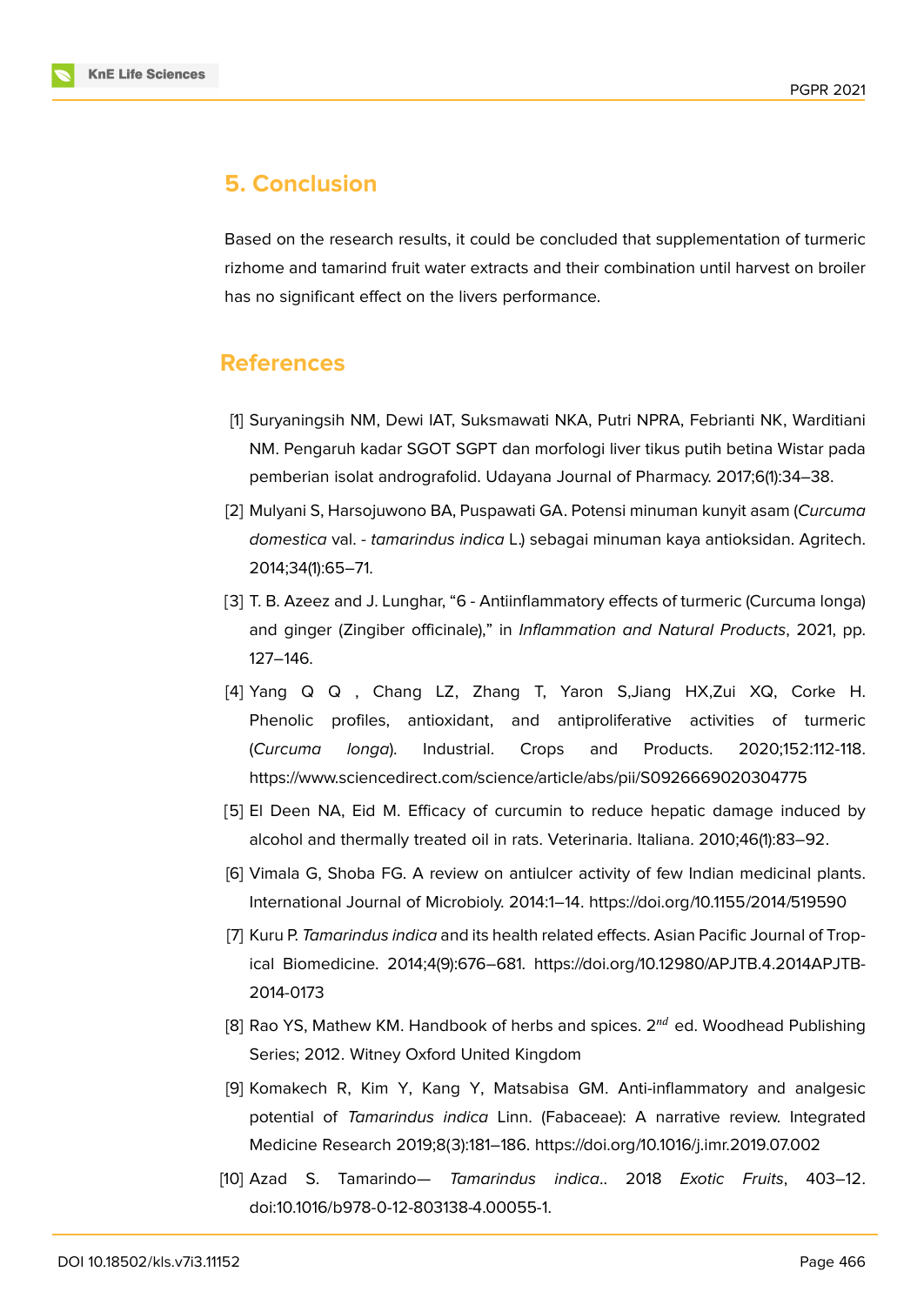## 5. Conclusion

Based on the research results, it could be concluded that supplementation of turmeric rizhome and tamarind fruit water extracts and their combination until harvest on broiler has no significant effect on the livers performance.

## References

[1] Suryaningsih NM, Dewi IAT, Suksmawati NKA, Putri NPRA, Febrianti NK, Warditiani NM. Pengaruh kadar SGOT SGPT dan morfologi liver tikus putih betina Wistar pada pemberian isolat andrografolid. Udayana Journal of Pharmacy. 2017;6(1):34–38.

[2] Mulyani S, Harsojuwono BA, Puspawati GA. Potensi minuman kunyit asam (*Curcuma domestica* val. - *tamarindus indica* L.) sebagai minuman kaya antioksidan. Agritech. 2014;34(1):65–71.

[3] T. B. Azeez and J. Lunghar, "6 - Antiinflammatory effects of turmeric (Curcuma longa) and ginger (Zingiber officinale)," in *Inflammation and Natural Products*, 2021, pp. 127–146.

[4] Yang Q Q , Chang LZ, Zhang T, Yaron S,Jiang HX,Zui XQ, Corke H. Phenolic profiles, antioxidant, and antiproliferative activities of turmeric (*Curcuma longa*). Industrial. Crops and Products. 2020;152:112-118. https://www.sciencedirect.com/science/article/abs/pii/S0926669020304775

[5] El Deen NA, Eid M. Efficacy of curcumin to reduce hepatic damage induced by alcohol and thermally treated oil in rats. Veterinaria. Italiana. 2010;46(1):83–92.

[6] Vimala G, Shoba FG. A review on antiulcer activity of few Indian medicinal plants. International Journal of Microbioly. 2014:1–14. https://doi.org/10.1155/2014/519590

[7] Kuru P. *Tamarindus indica* and its health related effects. Asian Pacific Journal of Tropical Biomedicine. 2014;4(9):676–681. https://doi.org/10.12980/APJTB.4.2014APJTB-2014-0173

[8] Rao YS, Mathew KM. Handbook of herbs and spices. 2nd ed. Woodhead Publishing Series; 2012. Witney Oxford United Kingdom

[9] Komakech R, Kim Y, Kang Y, Matsabisa GM. Anti-inflammatory and analgesic potential of *Tamarindus indica* Linn. (Fabaceae): A narrative review. Integrated Medicine Research 2019;8(3):181–186. https://doi.org/10.1016/j.imr.2019.07.002

[10] Azad S. Tamarindo— *Tamarindus indica*.. 2018 *Exotic Fruits*, 403–12. doi:10.1016/b978-0-12-803138-4.00055-1.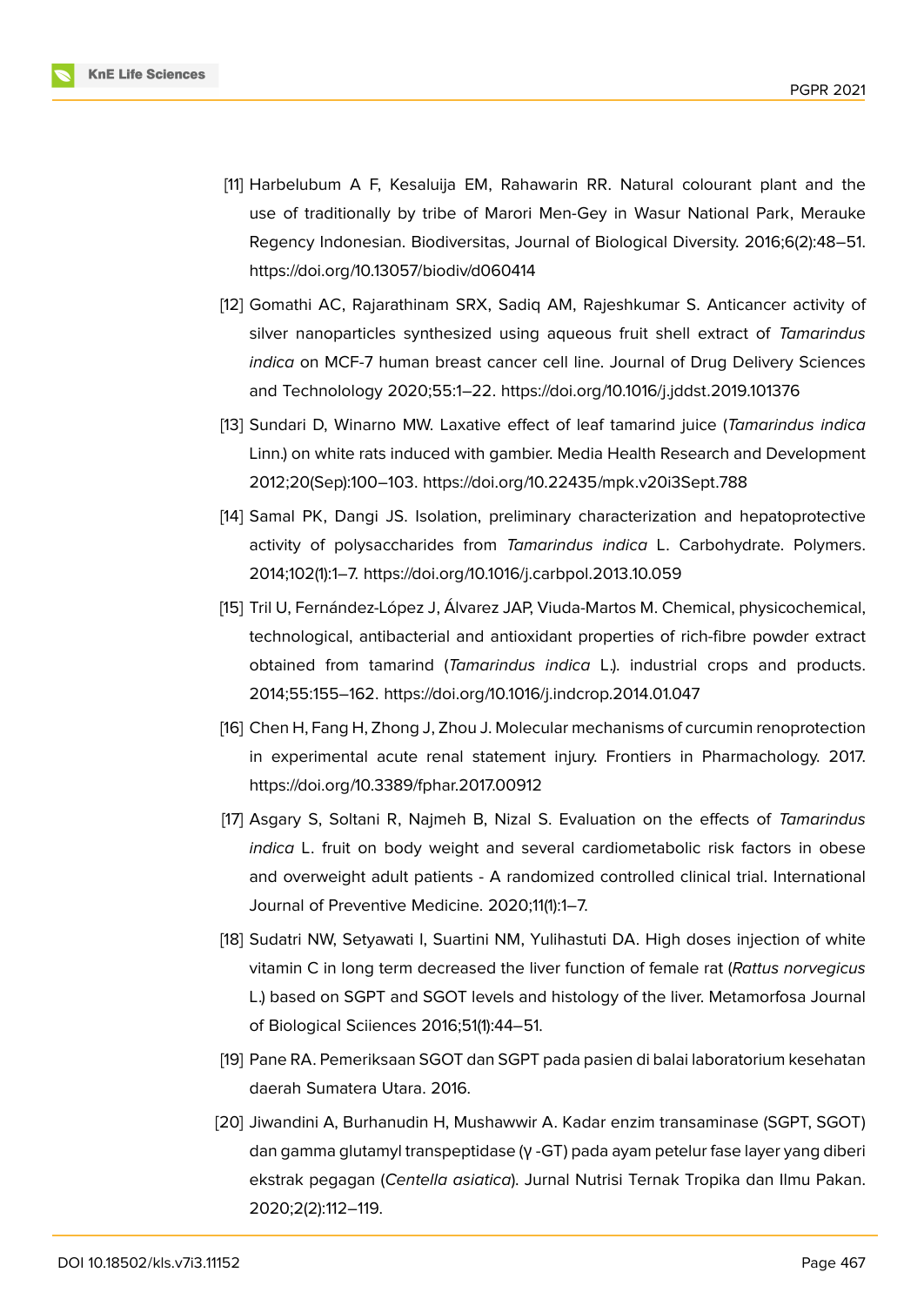[11] Harbelubum A F, Kesaluija EM, Rahawarin RR. Natural colourant plant and the use of traditionally by tribe of Marori Men-Gey in Wasur National Park, Merauke Regency Indonesian. Biodiversitas, Journal of Biological Diversity. 2016;6(2):48–51. https://doi.org/10.13057/biodiv/d060414

[12] Gomathi AC, Rajarathinam SRX, Sadiq AM, Rajeshkumar S. Anticancer activity of silver nanoparticles synthesized using aqueous fruit shell extract of *Tamarindus indica* on MCF-7 human breast cancer cell line. Journal of Drug Delivery Sciences and Technolology 2020;55:1–22. https://doi.org/10.1016/j.jddst.2019.101376

[13] Sundari D, Winarno MW. Laxative effect of leaf tamarind juice (*Tamarindus indica* Linn.) on white rats induced with gambier. Media Health Research and Development 2012;20(Sep):100–103. https://doi.org/10.22435/mpk.v20i3Sept.788

[14] Samal PK, Dangi JS. Isolation, preliminary characterization and hepatoprotective activity of polysaccharides from *Tamarindus indica* L. Carbohydrate. Polymers. 2014;102(1):1–7. https://doi.org/10.1016/j.carbpol.2013.10.059

[15] Tril U, Fernández-López J, Álvarez JAP, Viuda-Martos M. Chemical, physicochemical, technological, antibacterial and antioxidant properties of rich-fibre powder extract obtained from tamarind (*Tamarindus indica* L.). industrial crops and products. 2014;55:155–162. https://doi.org/10.1016/j.indcrop.2014.01.047

[16] Chen H, Fang H, Zhong J, Zhou J. Molecular mechanisms of curcumin renoprotection in experimental acute renal statement injury. Frontiers in Pharmacology. 2017. https://doi.org/10.3389/fphar.2017.00912

[17] Asgary S, Soltani R, Najmeh B, Nizal S. Evaluation on the effects of *Tamarindus indica* L. fruit on body weight and several cardiometabolic risk factors in obese and overweight adult patients - A randomized controlled clinical trial. International Journal of Preventive Medicine. 2020;11(1):1–7.

[18] Sudatri NW, Setyawati I, Suartini NM, Yulihastuti DA. High doses injection of white vitamin C in long term decreased the liver function of female rat (*Rattus norvegicus* L.) based on SGPT and SGOT levels and histology of the liver. Metamorfosa Journal of Biological Sciiences 2016;51(1):44–51.

[19] Pane RA. Pemeriksaan SGOT dan SGPT pada pasien di balai laboratorium kesehatan daerah Sumatera Utara. 2016.

[20] Jiwandini A, Burhanudin H, Mushawwir A. Kadar enzim transaminase (SGPT, SGOT) dan gamma glutamyl transpeptidase (γ -GT) pada ayam petelur fase layer yang diberi ekstrak pegagan (*Centella asiatica*). Jurnal Nutrisi Ternak Tropika dan Ilmu Pakan. 2020;2(2):112–119.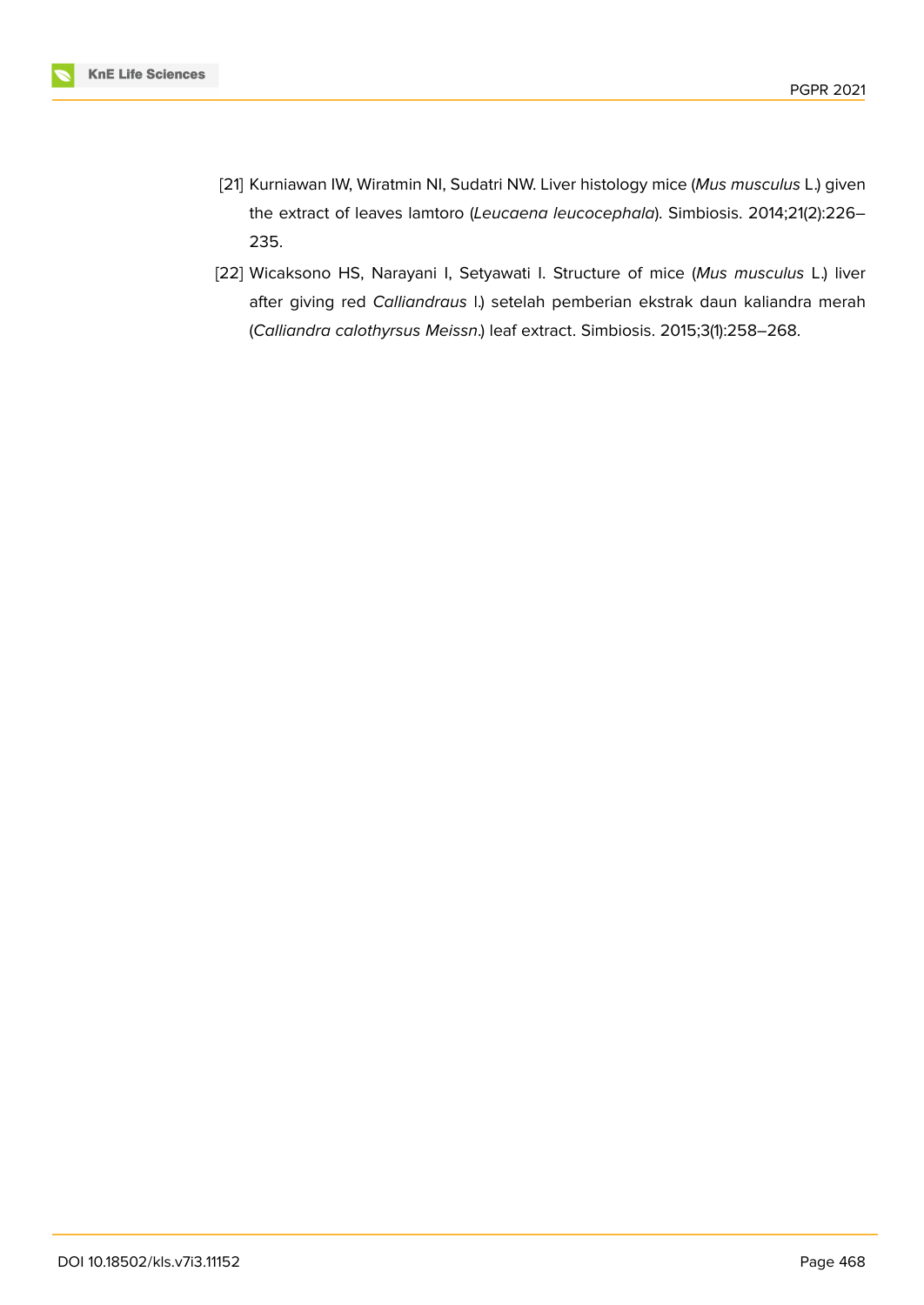[21] Kurniawan IW, Wiratmin NI, Sudatri NW. Liver histology mice (*Mus musculus* L.) given the extract of leaves lamtoro (*Leucaena leucocephala*). Simbiosis. 2014;21(2):226–235.

[22] Wicaksono HS, Narayani I, Setyawati I. Structure of mice (*Mus musculus* L.) liver after giving red *Calliandraus* l.) setelah pemberian ekstrak daun kaliandra merah (*Calliandra calothyrsus Meissn*.) leaf extract. Simbiosis. 2015;3(1):258–268.